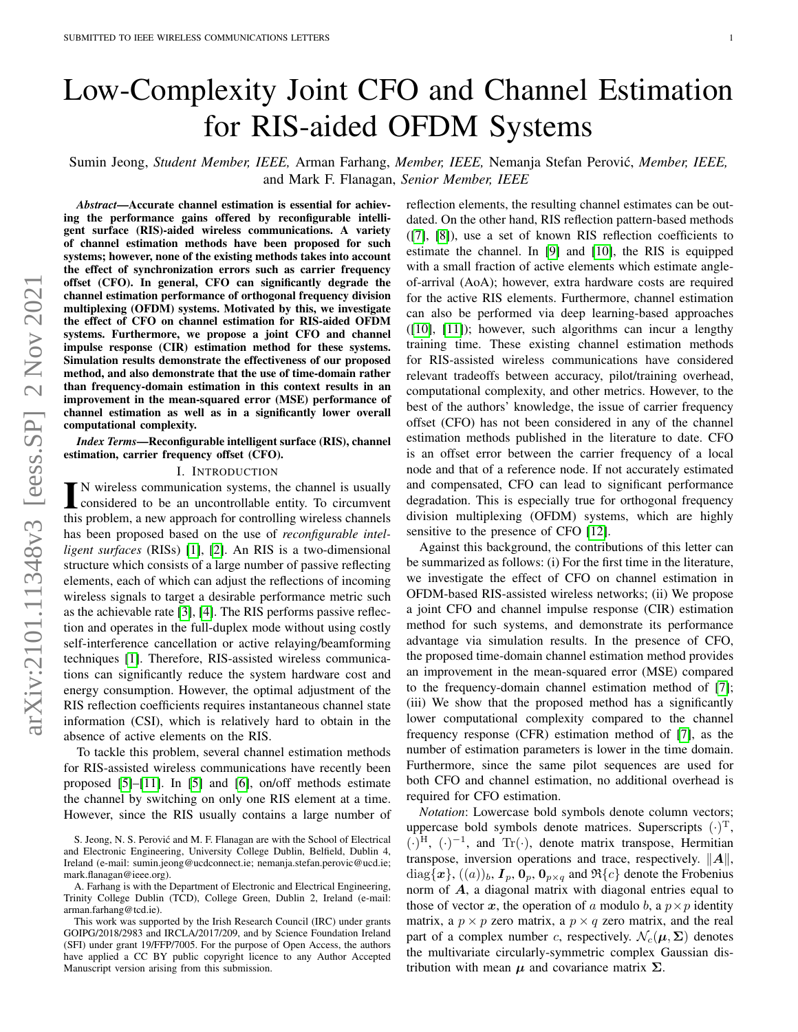# Low-Complexity Joint CFO and Channel Estimation for RIS-aided OFDM Systems

Sumin Jeong, *Student Member, IEEE,* Arman Farhang, *Member, IEEE,* Nemanja Stefan Perović, *Member, IEEE,* and Mark F. Flanagan, *Senior Member, IEEE*

***Abstract*—Accurate channel estimation is essential for achieving the performance gains offered by reconfigurable intelligent surface (RIS)-aided wireless communications. A variety of channel estimation methods have been proposed for such systems; however, none of the existing methods takes into account the effect of synchronization errors such as carrier frequency offset (CFO). In general, CFO can significantly degrade the channel estimation performance of orthogonal frequency division multiplexing (OFDM) systems. Motivated by this, we investigate the effect of CFO on channel estimation for RIS-aided OFDM systems. Furthermore, we propose a joint CFO and channel impulse response (CIR) estimation method for these systems. Simulation results demonstrate the effectiveness of our proposed method, and also demonstrate that the use of time-domain rather than frequency-domain estimation in this context results in an improvement in the mean-squared error (MSE) performance of channel estimation as well as in a significantly lower overall computational complexity.**

***Index Terms*—Reconfigurable intelligent surface (RIS), channel estimation, carrier frequency offset (CFO).**

## I. Introduction

In wireless communication systems, the channel is usually considered to be an uncontrollable entity. To circumvent this problem, a new approach for controlling wireless channels has been proposed based on the use of *reconfigurable intelligent surfaces* (RISs) [1], [2]. An RIS is a two-dimensional structure which consists of a large number of passive reflecting elements, each of which can adjust the reflections of incoming wireless signals to target a desirable performance metric such as the achievable rate [3], [4]. The RIS performs passive reflection and operates in the full-duplex mode without using costly self-interference cancellation or active relaying/beamforming techniques [1]. Therefore, RIS-assisted wireless communications can significantly reduce the system hardware cost and energy consumption. However, the optimal adjustment of the RIS reflection coefficients requires instantaneous channel state information (CSI), which is relatively hard to obtain in the absence of active elements on the RIS.

To tackle this problem, several channel estimation methods for RIS-assisted wireless communications have recently been proposed [5]–[11]. In [5] and [6], on/off methods estimate the channel by switching on only one RIS element at a time. However, since the RIS usually contains a large number of reflection elements, the resulting channel estimates can be outdated. On the other hand, RIS reflection pattern-based methods ([7], [8]), use a set of known RIS reflection coefficients to estimate the channel. In [9] and [10], the RIS is equipped with a small fraction of active elements which estimate angle-of-arrival (AoA); however, extra hardware costs are required for the active RIS elements. Furthermore, channel estimation can also be performed via deep learning-based approaches ([10], [11]); however, such algorithms can incur a lengthy training time. These existing channel estimation methods for RIS-assisted wireless communications have considered relevant tradeoffs between accuracy, pilot/training overhead, computational complexity, and other metrics. However, to the best of the authors' knowledge, the issue of carrier frequency offset (CFO) has not been considered in any of the channel estimation methods published in the literature to date. CFO is an offset error between the carrier frequency of a local node and that of a reference node. If not accurately estimated and compensated, CFO can lead to significant performance degradation. This is especially true for orthogonal frequency division multiplexing (OFDM) systems, which are highly sensitive to the presence of CFO [12].

Against this background, the contributions of this letter can be summarized as follows: (i) For the first time in the literature, we investigate the effect of CFO on channel estimation in OFDM-based RIS-assisted wireless networks; (ii) We propose a joint CFO and channel impulse response (CIR) estimation method for such systems, and demonstrate its performance advantage via simulation results. In the presence of CFO, the proposed time-domain channel estimation method provides an improvement in the mean-squared error (MSE) compared to the frequency-domain channel estimation method of [7]; (iii) We show that the proposed method has a significantly lower computational complexity compared to the channel frequency response (CFR) estimation method of [7], as the number of estimation parameters is lower in the time domain. Furthermore, since the same pilot sequences are used for both CFO and channel estimation, no additional overhead is required for CFO estimation.

*Notation*: Lowercase bold symbols denote column vectors; uppercase bold symbols denote matrices. Superscripts $(\cdot)^{\mathrm{T}}$, $(\cdot)^{\mathrm{H}}$, $(\cdot)^{-1}$, and $\mathrm{Tr}(\cdot)$, denote matrix transpose, Hermitian transpose, inversion operations and trace, respectively. $\|\boldsymbol{A}\|$, $\mathrm{diag}\{\boldsymbol{x}\}$, $((a))_b$, $\boldsymbol{I}_p$, $\boldsymbol{0}_p$, $\boldsymbol{0}_{p\times q}$ and $\Re\{c\}$ denote the Frobenius norm of $\boldsymbol{A}$, a diagonal matrix with diagonal entries equal to those of vector $\boldsymbol{x}$, the operation of $a$ modulo $b$, a $p\times p$ identity matrix, a $p\times p$ zero matrix, a $p\times q$ zero matrix, and the real part of a complex number $c$, respectively. $\mathcal{N}_c(\boldsymbol{\mu}, \boldsymbol{\Sigma})$ denotes the multivariate circularly-symmetric complex Gaussian distribution with mean $\boldsymbol{\mu}$ and covariance matrix $\boldsymbol{\Sigma}$.

S. Jeong, N. S. Perović and M. F. Flanagan are with the School of Electrical and Electronic Engineering, University College Dublin, Belfield, Dublin 4, Ireland (e-mail: sumin.jeong@ucdconnect.ie; nemanja.stefan.perovic@ucd.ie; mark.flanagan@ieee.org).

A. Farhang is with the Department of Electronic and Electrical Engineering, Trinity College Dublin (TCD), College Green, Dublin 2, Ireland (e-mail: arman.farhang@tcd.ie).

This work was supported by the Irish Research Council (IRC) under grants GOIPG/2018/2983 and IRCLA/2017/209, and by Science Foundation Ireland (SFI) under grant 19/FFP/7005. For the purpose of Open Access, the authors have applied a CC BY public copyright licence to any Author Accepted Manuscript version arising from this submission.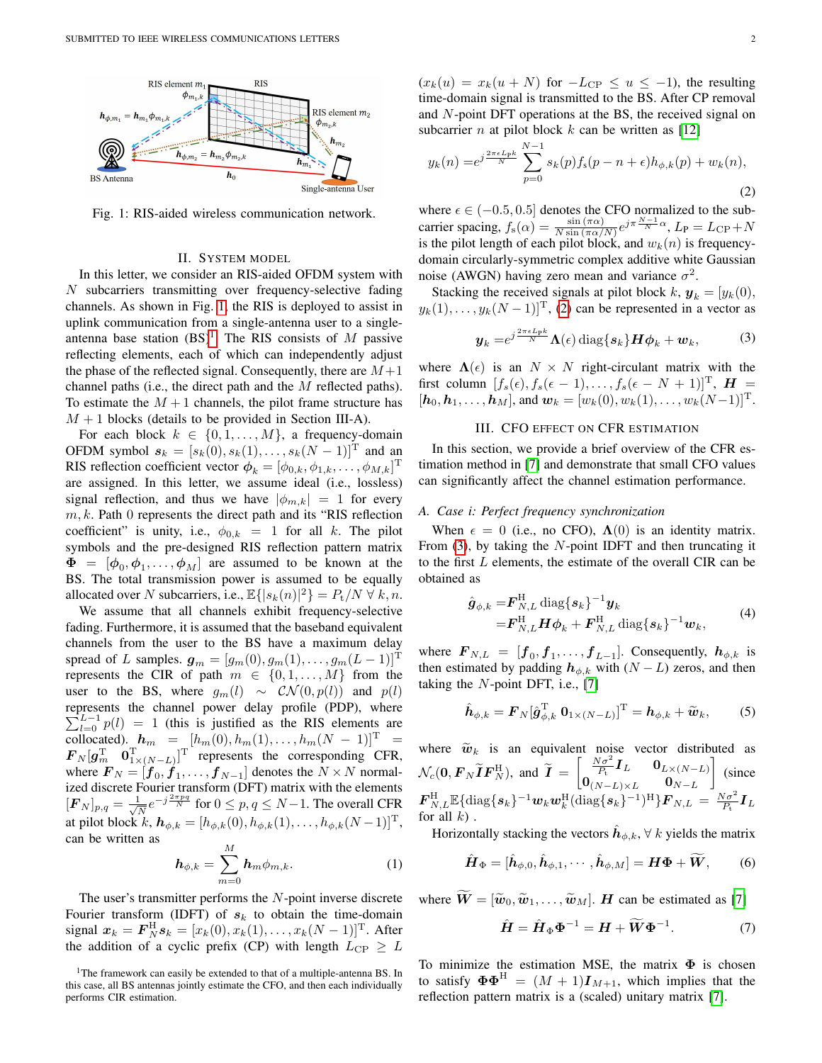Fig. 1: RIS-aided wireless communication network.

## II. System Model

In this letter, we consider an RIS-aided OFDM system with $N$ subcarriers transmitting over frequency-selective fading channels. As shown in Fig. 1, the RIS is deployed to assist in uplink communication from a single-antenna user to a single-antenna base station (BS)[1]. The RIS consists of $M$ passive reflecting elements, each of which can independently adjust the phase of the reflected signal. Consequently, there are $M+1$ channel paths (i.e., the direct path and the $M$ reflected paths). To estimate the $M+1$ channels, the pilot frame structure has $M+1$ blocks (details to be provided in Section III-A).

For each block $k \in \{0, 1, \ldots, M\}$, a frequency-domain OFDM symbol $\boldsymbol{s}_k = [s_k(0), s_k(1), \ldots, s_k(N-1)]^{\mathrm{T}}$ and an RIS reflection coefficient vector $\boldsymbol{\phi}_k = [\phi_{0,k}, \phi_{1,k}, \ldots, \phi_{M,k}]^{\mathrm{T}}$ are assigned. In this letter, we assume ideal (i.e., lossless) signal reflection, and thus we have $|\phi_{m,k}| = 1$ for every $m, k$. Path 0 represents the direct path and its "RIS reflection coefficient" is unity, i.e., $\phi_{0,k} = 1$ for all $k$. The pilot symbols and the pre-designed RIS reflection pattern matrix $\boldsymbol{\Phi} = [\boldsymbol{\phi}_0, \boldsymbol{\phi}_1, \ldots, \boldsymbol{\phi}_M]$ are assumed to be known at the BS. The total transmission power is assumed to be equally allocated over $N$ subcarriers, i.e., $\mathbb{E}\{|s_k(n)|^2\} = P_{\mathrm{t}}/N \; \forall \, k, n$.

We assume that all channels exhibit frequency-selective fading. Furthermore, it is assumed that the baseband equivalent channels from the user to the BS have a maximum delay spread of $L$ samples. $\boldsymbol{g}_m = [g_m(0), g_m(1), \ldots, g_m(L-1)]^{\mathrm{T}}$ represents the CIR of path $m \in \{0, 1, \ldots, M\}$ from the user to the BS, where $g_m(l) \sim \mathcal{CN}(0, p(l))$ and $p(l)$ represents the channel power delay profile (PDP), where $\sum_{l=0}^{L-1} p(l) = 1$ (this is justified as the RIS elements are collocated). $\boldsymbol{h}_m = [h_m(0), h_m(1), \ldots, h_m(N-1)]^{\mathrm{T}} = \boldsymbol{F}_N[\boldsymbol{g}_m^{\mathrm{T}} \;\; \boldsymbol{0}_{1\times(N-L)}^{\mathrm{T}}]^{\mathrm{T}}$ represents the corresponding CFR, where $\boldsymbol{F}_N = [\boldsymbol{f}_0, \boldsymbol{f}_1, \ldots, \boldsymbol{f}_{N-1}]$ denotes the $N \times N$ normalized discrete Fourier transform (DFT) matrix with the elements $[\boldsymbol{F}_N]_{p,q} = \frac{1}{\sqrt{N}} e^{-j\frac{2\pi pq}{N}}$ for $0 \le p, q \le N-1$. The overall CFR at pilot block $k$, $\boldsymbol{h}_{\phi,k} = [h_{\phi,k}(0), h_{\phi,k}(1), \ldots, h_{\phi,k}(N-1)]^{\mathrm{T}}$, can be written as

$$\boldsymbol{h}_{\phi,k} = \sum_{m=0}^{M} \boldsymbol{h}_m \phi_{m,k}. \tag{1}$$

The user's transmitter performs the $N$-point inverse discrete Fourier transform (IDFT) of $\boldsymbol{s}_k$ to obtain the time-domain signal $\boldsymbol{x}_k = \boldsymbol{F}_N^{\mathrm{H}} \boldsymbol{s}_k = [x_k(0), x_k(1), \ldots, x_k(N-1)]^{\mathrm{T}}$. After the addition of a cyclic prefix (CP) with length $L_{\mathrm{CP}} \ge L$ ($x_k(u) = x_k(u+N)$ for $-L_{\mathrm{CP}} \le u \le -1$), the resulting time-domain signal is transmitted to the BS. After CP removal and $N$-point DFT operations at the BS, the received signal on subcarrier $n$ at pilot block $k$ can be written as [12]

$$y_k(n) = e^{j\frac{2\pi\epsilon L_{\mathrm{P}} k}{N}} \sum_{p=0}^{N-1} s_k(p) f_s(p - n + \epsilon) h_{\phi,k}(p) + w_k(n), \tag{2}$$

where $\epsilon \in (-0.5, 0.5]$ denotes the CFO normalized to the subcarrier spacing, $f_s(\alpha) = \frac{\sin(\pi\alpha)}{N \sin(\pi\alpha/N)} e^{j\pi\frac{N-1}{N}\alpha}$, $L_{\mathrm{P}} = L_{\mathrm{CP}} + N$ is the pilot length of each pilot block, and $w_k(n)$ is frequency-domain circularly-symmetric complex additive white Gaussian noise (AWGN) having zero mean and variance $\sigma^2$.

Stacking the received signals at pilot block $k$, $\boldsymbol{y}_k = [y_k(0), y_k(1), \ldots, y_k(N-1)]^{\mathrm{T}}$, (2) can be represented in a vector as

$$\boldsymbol{y}_k = e^{j\frac{2\pi\epsilon L_{\mathrm{P}} k}{N}} \boldsymbol{\Lambda}(\epsilon) \operatorname{diag}\{\boldsymbol{s}_k\} \boldsymbol{H} \boldsymbol{\phi}_k + \boldsymbol{w}_k, \tag{3}$$

where $\boldsymbol{\Lambda}(\epsilon)$ is an $N \times N$ right-circulant matrix with the first column $[f_s(\epsilon), f_s(\epsilon-1), \ldots, f_s(\epsilon-N+1)]^{\mathrm{T}}$, $\boldsymbol{H} = [\boldsymbol{h}_0, \boldsymbol{h}_1, \ldots, \boldsymbol{h}_M]$, and $\boldsymbol{w}_k = [w_k(0), w_k(1), \ldots, w_k(N-1)]^{\mathrm{T}}$.

## III. CFO Effect on CFR Estimation

In this section, we provide a brief overview of the CFR estimation method in [7] and demonstrate that small CFO values can significantly affect the channel estimation performance.

### A. Case i: Perfect frequency synchronization

When $\epsilon = 0$ (i.e., no CFO), $\boldsymbol{\Lambda}(0)$ is an identity matrix. From (3), by taking the $N$-point IDFT and then truncating it to the first $L$ elements, the estimate of the overall CIR can be obtained as

$$\begin{aligned}\hat{\boldsymbol{g}}_{\phi,k} &= \boldsymbol{F}_{N,L}^{\mathrm{H}} \operatorname{diag}\{\boldsymbol{s}_k\}^{-1} \boldsymbol{y}_k \\ &= \boldsymbol{F}_{N,L}^{\mathrm{H}} \boldsymbol{H} \boldsymbol{\phi}_k + \boldsymbol{F}_{N,L}^{\mathrm{H}} \operatorname{diag}\{\boldsymbol{s}_k\}^{-1} \boldsymbol{w}_k,\end{aligned} \tag{4}$$

where $\boldsymbol{F}_{N,L} = [\boldsymbol{f}_0, \boldsymbol{f}_1, \ldots, \boldsymbol{f}_{L-1}]$. Consequently, $\boldsymbol{h}_{\phi,k}$ is then estimated by padding $\boldsymbol{h}_{\phi,k}$ with $(N-L)$ zeros, and then taking the $N$-point DFT, i.e., [7]

$$\hat{\boldsymbol{h}}_{\phi,k} = \boldsymbol{F}_N [\hat{\boldsymbol{g}}_{\phi,k}^{\mathrm{T}} \;\; \boldsymbol{0}_{1\times(N-L)}]^{\mathrm{T}} = \boldsymbol{h}_{\phi,k} + \widetilde{\boldsymbol{w}}_k, \tag{5}$$

where $\widetilde{\boldsymbol{w}}_k$ is an equivalent noise vector distributed as $\mathcal{N}_c(\boldsymbol{0}, \boldsymbol{F}_N \widetilde{\boldsymbol{I}} \boldsymbol{F}_N^{\mathrm{H}})$, and $\widetilde{\boldsymbol{I}} = \begin{bmatrix} \frac{N\sigma^2}{P_{\mathrm{t}}} \boldsymbol{I}_L & \boldsymbol{0}_{L\times(N-L)} \\ \boldsymbol{0}_{(N-L)\times L} & \boldsymbol{0}_{N-L} \end{bmatrix}$ (since $\boldsymbol{F}_{N,L}^{\mathrm{H}} \mathbb{E}\{\operatorname{diag}\{\boldsymbol{s}_k\}^{-1} \boldsymbol{w}_k \boldsymbol{w}_k^{\mathrm{H}} (\operatorname{diag}\{\boldsymbol{s}_k\}^{-1})^{\mathrm{H}}\} \boldsymbol{F}_{N,L} = \frac{N\sigma^2}{P_{\mathrm{t}}} \boldsymbol{I}_L$ for all $k$) .

Horizontally stacking the vectors $\hat{\boldsymbol{h}}_{\phi,k}, \forall\, k$ yields the matrix

$$\hat{\boldsymbol{H}}_{\Phi} = [\hat{\boldsymbol{h}}_{\phi,0}, \hat{\boldsymbol{h}}_{\phi,1}, \cdots, \hat{\boldsymbol{h}}_{\phi,M}] = \boldsymbol{H}\boldsymbol{\Phi} + \widetilde{\boldsymbol{W}}, \tag{6}$$

where $\widetilde{\boldsymbol{W}} = [\widetilde{\boldsymbol{w}}_0, \widetilde{\boldsymbol{w}}_1, \ldots, \widetilde{\boldsymbol{w}}_M]$. $\boldsymbol{H}$ can be estimated as [7]

$$\hat{\boldsymbol{H}} = \hat{\boldsymbol{H}}_{\Phi} \boldsymbol{\Phi}^{-1} = \boldsymbol{H} + \widetilde{\boldsymbol{W}} \boldsymbol{\Phi}^{-1}. \tag{7}$$

To minimize the estimation MSE, the matrix $\boldsymbol{\Phi}$ is chosen to satisfy $\boldsymbol{\Phi}\boldsymbol{\Phi}^{\mathrm{H}} = (M+1)\boldsymbol{I}_{M+1}$, which implies that the reflection pattern matrix is a (scaled) unitary matrix [7].

[1] The framework can easily be extended to that of a multiple-antenna BS. In this case, all BS antennas jointly estimate the CFO, and then each individually performs CIR estimation.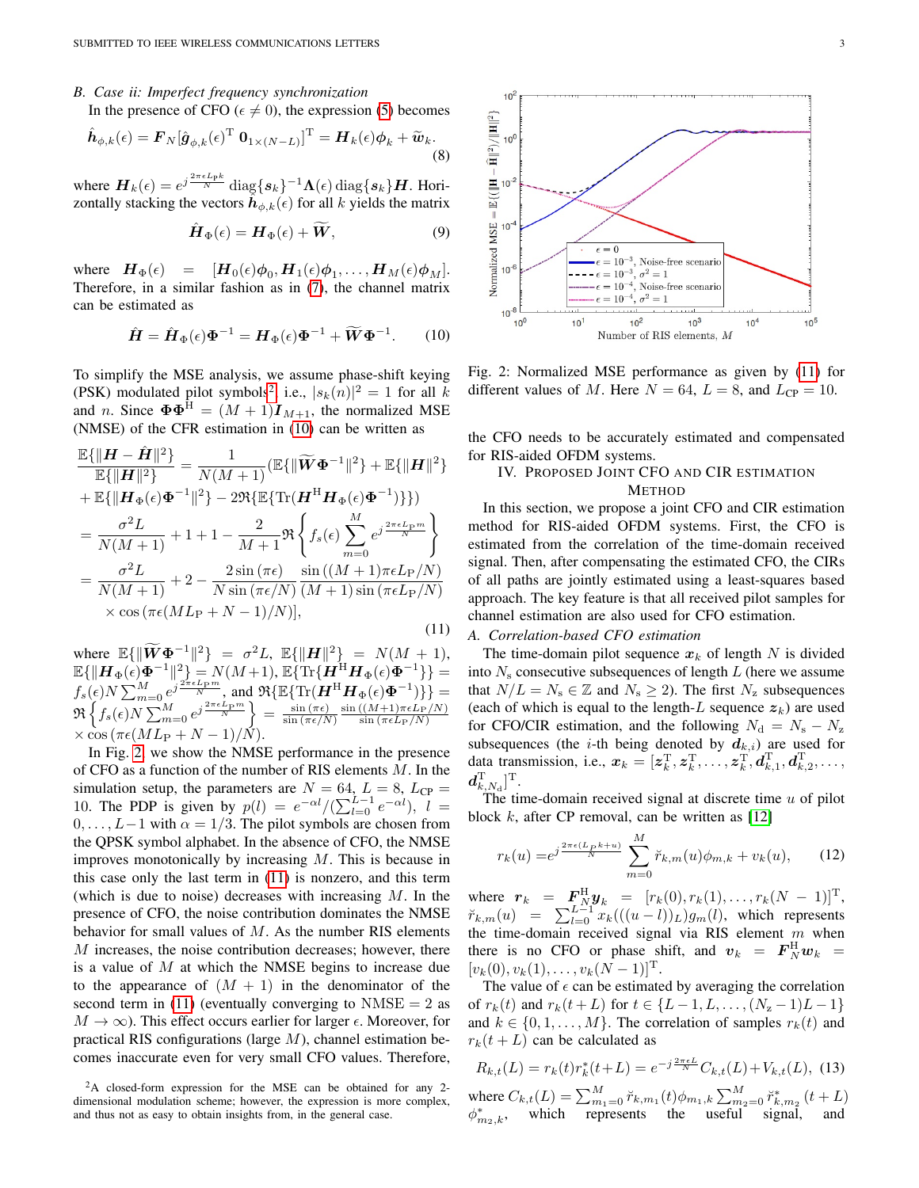### B. Case ii: Imperfect frequency synchronization

In the presence of CFO ($\epsilon \neq 0$), the expression (5) becomes

$$\hat{\boldsymbol{h}}_{\phi,k}(\epsilon) = \boldsymbol{F}_N[\hat{\boldsymbol{g}}_{\phi,k}(\epsilon)^{\mathrm{T}}\ \boldsymbol{0}_{1\times(N-L)}]^{\mathrm{T}} = \boldsymbol{H}_k(\epsilon)\boldsymbol{\phi}_k + \widetilde{\boldsymbol{w}}_k. \tag{8}$$

where $\boldsymbol{H}_k(\epsilon) = e^{j\frac{2\pi\epsilon L_{\mathrm{P}}k}{N}} \operatorname{diag}\{\boldsymbol{s}_k\}^{-1}\boldsymbol{\Lambda}(\epsilon)\operatorname{diag}\{\boldsymbol{s}_k\}\boldsymbol{H}$. Horizontally stacking the vectors $\hat{\boldsymbol{h}}_{\phi,k}(\epsilon)$ for all $k$ yields the matrix

$$\hat{\boldsymbol{H}}_{\Phi}(\epsilon) = \boldsymbol{H}_{\Phi}(\epsilon) + \widetilde{\boldsymbol{W}}, \tag{9}$$

where $\boldsymbol{H}_{\Phi}(\epsilon) = [\boldsymbol{H}_0(\epsilon)\boldsymbol{\phi}_0, \boldsymbol{H}_1(\epsilon)\boldsymbol{\phi}_1, \ldots, \boldsymbol{H}_M(\epsilon)\boldsymbol{\phi}_M]$. Therefore, in a similar fashion as in (7), the channel matrix can be estimated as

$$\hat{\boldsymbol{H}} = \hat{\boldsymbol{H}}_{\Phi}(\epsilon)\boldsymbol{\Phi}^{-1} = \boldsymbol{H}_{\Phi}(\epsilon)\boldsymbol{\Phi}^{-1} + \widetilde{\boldsymbol{W}}\boldsymbol{\Phi}^{-1}. \tag{10}$$

To simplify the MSE analysis, we assume phase-shift keying (PSK) modulated pilot symbols[2], i.e., $|s_k(n)|^2 = 1$ for all $k$ and $n$. Since $\boldsymbol{\Phi}\boldsymbol{\Phi}^{\mathrm{H}} = (M+1)\boldsymbol{I}_{M+1}$, the normalized MSE (NMSE) of the CFR estimation in (10) can be written as

$$\begin{aligned}
\frac{\mathbb{E}\{\|\boldsymbol{H} - \hat{\boldsymbol{H}}\|^2\}}{\mathbb{E}\{\|\boldsymbol{H}\|^2\}} &= \frac{1}{N(M+1)}(\mathbb{E}\{\|\widetilde{\boldsymbol{W}}\boldsymbol{\Phi}^{-1}\|^2\} + \mathbb{E}\{\|\boldsymbol{H}\|^2\} \\
&+ \mathbb{E}\{\|\boldsymbol{H}_{\Phi}(\epsilon)\boldsymbol{\Phi}^{-1}\|^2\} - 2\Re\{\mathbb{E}\{\mathrm{Tr}(\boldsymbol{H}^{\mathrm{H}}\boldsymbol{H}_{\Phi}(\epsilon)\boldsymbol{\Phi}^{-1})\}\}) \\
&= \frac{\sigma^2 L}{N(M+1)} + 1 + 1 - \frac{2}{M+1}\Re\left\{ f_s(\epsilon)\sum_{m=0}^{M} e^{j\frac{2\pi\epsilon L_{\mathrm{P}} m}{N}} \right\} \\
&= \frac{\sigma^2 L}{N(M+1)} + 2 - \frac{2\sin(\pi\epsilon)}{N\sin(\pi\epsilon/N)}\frac{\sin((M+1)\pi\epsilon L_{\mathrm{P}}/N)}{(M+1)\sin(\pi\epsilon L_{\mathrm{P}}/N)} \\
&\quad \times \cos(\pi\epsilon(ML_{\mathrm{P}} + N - 1)/N)],
\end{aligned} \tag{11}$$

where $\mathbb{E}\{\|\widetilde{\boldsymbol{W}}\boldsymbol{\Phi}^{-1}\|^2\} = \sigma^2 L$, $\mathbb{E}\{\|\boldsymbol{H}\|^2\} = N(M+1)$, $\mathbb{E}\{\|\boldsymbol{H}_{\Phi}(\epsilon)\boldsymbol{\Phi}^{-1}\|^2\} = N(M+1)$, $\mathbb{E}\{\mathrm{Tr}\{\boldsymbol{H}^{\mathrm{H}}\boldsymbol{H}_{\Phi}(\epsilon)\boldsymbol{\Phi}^{-1}\}\} = f_s(\epsilon)N\sum_{m=0}^{M} e^{j\frac{2\pi\epsilon L_{\mathrm{P}} m}{N}}$, and $\Re\{\mathbb{E}\{\mathrm{Tr}(\boldsymbol{H}^{\mathrm{H}}\boldsymbol{H}_{\Phi}(\epsilon)\boldsymbol{\Phi}^{-1})\}\} = \Re\left\{ f_s(\epsilon)N\sum_{m=0}^{M} e^{j\frac{2\pi\epsilon L_{\mathrm{P}} m}{N}} \right\} = \frac{\sin(\pi\epsilon)}{\sin(\pi\epsilon/N)}\frac{\sin((M+1)\pi\epsilon L_{\mathrm{P}}/N)}{\sin(\pi\epsilon L_{\mathrm{P}}/N)} \times \cos(\pi\epsilon(ML_{\mathrm{P}} + N - 1)/N)$.

In Fig. 2, we show the NMSE performance in the presence of CFO as a function of the number of RIS elements $M$. In the simulation setup, the parameters are $N = 64$, $L = 8$, $L_{\mathrm{CP}} = 10$. The PDP is given by $p(l) = e^{-\alpha l}/(\sum_{l=0}^{L-1} e^{-\alpha l})$, $l = 0, \ldots, L-1$ with $\alpha = 1/3$. The pilot symbols are chosen from the QPSK symbol alphabet. In the absence of CFO, the NMSE improves monotonically by increasing $M$. This is because in this case only the last term in (11) is nonzero, and this term (which is due to noise) decreases with increasing $M$. In the presence of CFO, the noise contribution dominates the NMSE behavior for small values of $M$. As the number RIS elements $M$ increases, the noise contribution decreases; however, there is a value of $M$ at which the NMSE begins to increase due to the appearance of $(M+1)$ in the denominator of the second term in (11) (eventually converging to NMSE $= 2$ as $M \to \infty$). This effect occurs earlier for larger $\epsilon$. Moreover, for practical RIS configurations (large $M$), channel estimation becomes inaccurate even for very small CFO values. Therefore, the CFO needs to be accurately estimated and compensated for RIS-aided OFDM systems.

[2] A closed-form expression for the MSE can be obtained for any 2-dimensional modulation scheme; however, the expression is more complex, and thus not as easy to obtain insights from, in the general case.

Fig. 2: Normalized MSE performance as given by (11) for different values of $M$. Here $N = 64$, $L = 8$, and $L_{\mathrm{CP}} = 10$.

## IV. Proposed Joint CFO and CIR Estimation Method

In this section, we propose a joint CFO and CIR estimation method for RIS-aided OFDM systems. First, the CFO is estimated from the correlation of the time-domain received signal. Then, after compensating the estimated CFO, the CIRs of all paths are jointly estimated using a least-squares based approach. The key feature is that all received pilot samples for channel estimation are also used for CFO estimation.

### A. Correlation-based CFO estimation

The time-domain pilot sequence $\boldsymbol{x}_k$ of length $N$ is divided into $N_{\mathrm{s}}$ consecutive subsequences of length $L$ (here we assume that $N/L = N_{\mathrm{s}} \in \mathbb{Z}$ and $N_{\mathrm{s}} \geq 2$). The first $N_{\mathrm{z}}$ subsequences (each of which is equal to the length-$L$ sequence $\boldsymbol{z}_k$) are used for CFO/CIR estimation, and the following $N_{\mathrm{d}} = N_{\mathrm{s}} - N_{\mathrm{z}}$ subsequences (the $i$-th being denoted by $\boldsymbol{d}_{k,i}$) are used for data transmission, i.e., $\boldsymbol{x}_k = [\boldsymbol{z}_k^{\mathrm{T}}, \boldsymbol{z}_k^{\mathrm{T}}, \ldots, \boldsymbol{z}_k^{\mathrm{T}}, \boldsymbol{d}_{k,1}^{\mathrm{T}}, \boldsymbol{d}_{k,2}^{\mathrm{T}}, \ldots, \boldsymbol{d}_{k,N_{\mathrm{d}}}^{\mathrm{T}}]^{\mathrm{T}}$.

The time-domain received signal at discrete time $u$ of pilot block $k$, after CP removal, can be written as [12]

$$r_k(u) = e^{j\frac{2\pi\epsilon(L_{\mathrm{P}}k + u)}{N}} \sum_{m=0}^{M} \check{r}_{k,m}(u)\phi_{m,k} + v_k(u), \tag{12}$$

where $\boldsymbol{r}_k = \boldsymbol{F}_N^{\mathrm{H}}\boldsymbol{y}_k = [r_k(0), r_k(1), \ldots, r_k(N-1)]^{\mathrm{T}}$, $\check{r}_{k,m}(u) = \sum_{l=0}^{L-1} x_k(((u-l))_L)g_m(l)$, which represents the time-domain received signal via RIS element $m$ when there is no CFO or phase shift, and $\boldsymbol{v}_k = \boldsymbol{F}_N^{\mathrm{H}}\boldsymbol{w}_k = [v_k(0), v_k(1), \ldots, v_k(N-1)]^{\mathrm{T}}$.

The value of $\epsilon$ can be estimated by averaging the correlation of $r_k(t)$ and $r_k(t+L)$ for $t \in \{L-1, L, \ldots, (N_{\mathrm{z}}-1)L-1\}$ and $k \in \{0, 1, \ldots, M\}$. The correlation of samples $r_k(t)$ and $r_k(t+L)$ can be calculated as

$$R_{k,t}(L) = r_k(t)r_k^*(t+L) = e^{-j\frac{2\pi\epsilon L}{N}} C_{k,t}(L) + V_{k,t}(L), \tag{13}$$

where $C_{k,t}(L) = \sum_{m_1=0}^{M} \check{r}_{k,m_1}(t)\phi_{m_1,k} \sum_{m_2=0}^{M} \check{r}_{k,m_2}^*(t+L)\phi_{m_2,k}^*$, which represents the useful signal, and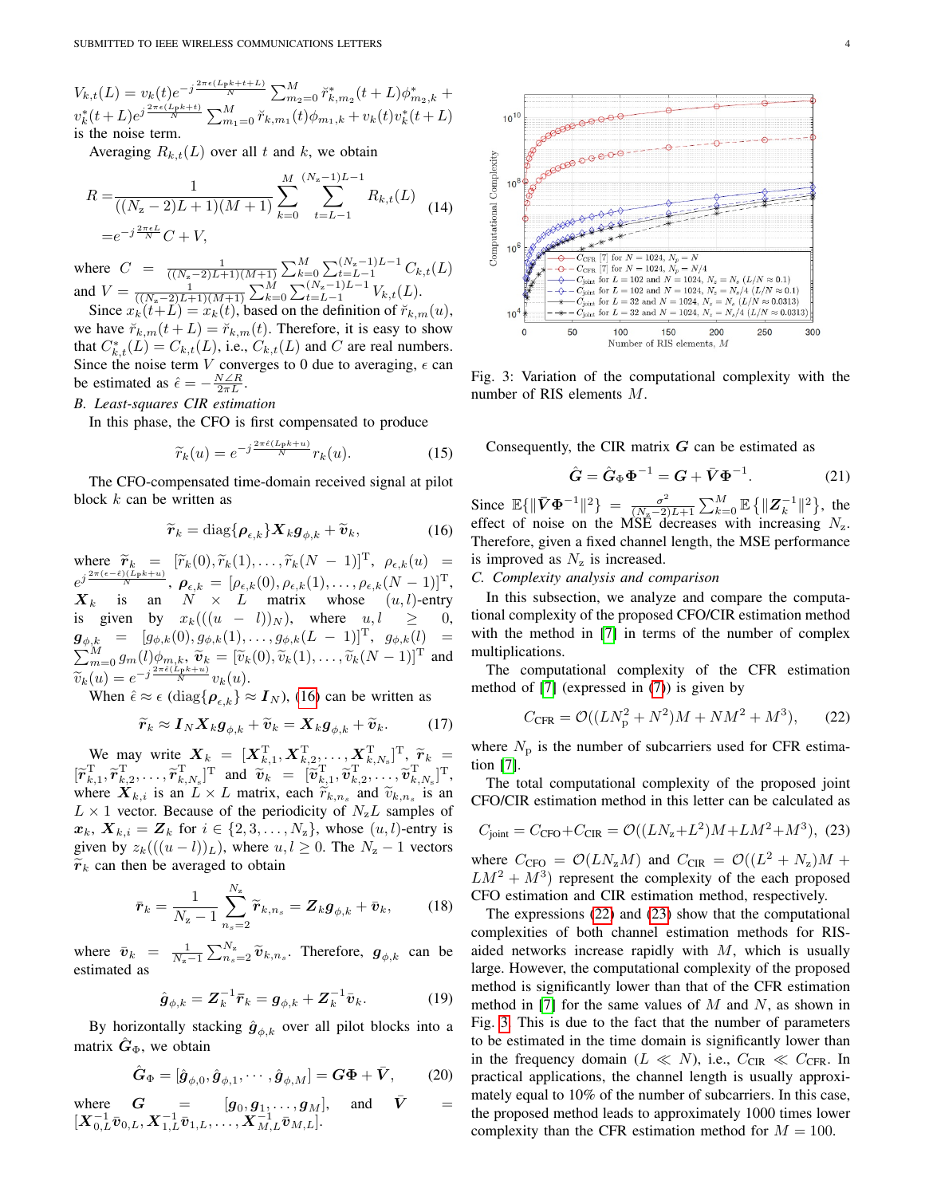$V_{k,t}(L) = v_k(t)e^{-j\frac{2\pi\epsilon(Lpk+t+L)}{N}} \sum_{m_2=0}^{M} \breve{r}^*_{k,m_2}(t+L)\phi^*_{m_2,k} + v^*_k(t+L)e^{j\frac{2\pi\epsilon(Lpk+t)}{N}} \sum_{m_1=0}^{M} \breve{r}_{k,m_1}(t)\phi_{m_1,k} + v_k(t)v^*_k(t+L)$ is the noise term.

Averaging $R_{k,t}(L)$ over all $t$ and $k$, we obtain

$$
\begin{aligned}
R =& \frac{1}{((N_z-2)L+1)(M+1)} \sum_{k=0}^{M} \sum_{t=L-1}^{(N_z-1)L-1} R_{k,t}(L) \\
=& e^{-j\frac{2\pi\epsilon L}{N}} C + V,
\end{aligned} \tag{14}
$$

where $C = \frac{1}{((N_z-2)L+1)(M+1)} \sum_{k=0}^{M} \sum_{t=L-1}^{(N_z-1)L-1} C_{k,t}(L)$ and $V = \frac{1}{((N_z-2)L+1)(M+1)} \sum_{k=0}^{M} \sum_{t=L-1}^{(N_z-1)L-1} V_{k,t}(L)$.

Since $x_k(t+L) = x_k(t)$, based on the definition of $\breve{r}_{k,m}(u)$, we have $\breve{r}_{k,m}(t+L) = \breve{r}_{k,m}(t)$. Therefore, it is easy to show that $C^*_{k,t}(L) = C_{k,t}(L)$, i.e., $C_{k,t}(L)$ and $C$ are real numbers. Since the noise term $V$ converges to 0 due to averaging, $\epsilon$ can be estimated as $\hat{\epsilon} = -\frac{N\angle R}{2\pi L}$.

### B. Least-squares CIR estimation

In this phase, the CFO is first compensated to produce

$$
\widetilde{r}_k(u) = e^{-j\frac{2\pi\hat{\epsilon}(Lpk+u)}{N}} r_k(u). \tag{15}
$$

The CFO-compensated time-domain received signal at pilot block $k$ can be written as

$$
\widetilde{\boldsymbol{r}}_k = \text{diag}\{\boldsymbol{\rho}_{\epsilon,k}\}\boldsymbol{X}_k \boldsymbol{g}_{\phi,k} + \widetilde{\boldsymbol{v}}_k, \tag{16}
$$

where $\widetilde{\boldsymbol{r}}_k = [\widetilde{r}_k(0), \widetilde{r}_k(1), \ldots, \widetilde{r}_k(N-1)]^{\mathrm{T}}$, $\rho_{\epsilon,k}(u) = e^{j\frac{2\pi(\epsilon-\hat{\epsilon})(Lpk+u)}{N}}$, $\boldsymbol{\rho}_{\epsilon,k} = [\rho_{\epsilon,k}(0), \rho_{\epsilon,k}(1), \ldots, \rho_{\epsilon,k}(N-1)]^{\mathrm{T}}$, $\boldsymbol{X}_k$ is an $N \times L$ matrix whose $(u,l)$-entry is given by $x_k(((u-l))_N)$, where $u,l \geq 0$, $\boldsymbol{g}_{\phi,k} = [g_{\phi,k}(0), g_{\phi,k}(1), \ldots, g_{\phi,k}(L-1)]^{\mathrm{T}}$, $g_{\phi,k}(l) = \sum_{m=0}^{M} g_m(l)\phi_{m,k}$, $\widetilde{\boldsymbol{v}}_k = [\widetilde{v}_k(0), \widetilde{v}_k(1), \ldots, \widetilde{v}_k(N-1)]^{\mathrm{T}}$ and $\widetilde{v}_k(u) = e^{-j\frac{2\pi\hat{\epsilon}(Lpk+u)}{N}} v_k(u)$.

When $\hat{\epsilon} \approx \epsilon$ ($\text{diag}\{\boldsymbol{\rho}_{\epsilon,k}\} \approx \boldsymbol{I}_N$), (16) can be written as

$$
\widetilde{\boldsymbol{r}}_k \approx \boldsymbol{I}_N \boldsymbol{X}_k \boldsymbol{g}_{\phi,k} + \widetilde{\boldsymbol{v}}_k = \boldsymbol{X}_k \boldsymbol{g}_{\phi,k} + \widetilde{\boldsymbol{v}}_k. \tag{17}
$$

We may write $\boldsymbol{X}_k = [\boldsymbol{X}^{\mathrm{T}}_{k,1}, \boldsymbol{X}^{\mathrm{T}}_{k,2}, \ldots, \boldsymbol{X}^{\mathrm{T}}_{k,N_s}]^{\mathrm{T}}$, $\widetilde{\boldsymbol{r}}_k = [\widetilde{\boldsymbol{r}}^{\mathrm{T}}_{k,1}, \widetilde{\boldsymbol{r}}^{\mathrm{T}}_{k,2}, \ldots, \widetilde{\boldsymbol{r}}^{\mathrm{T}}_{k,N_s}]^{\mathrm{T}}$ and $\widetilde{\boldsymbol{v}}_k = [\widetilde{\boldsymbol{v}}^{\mathrm{T}}_{k,1}, \widetilde{\boldsymbol{v}}^{\mathrm{T}}_{k,2}, \ldots, \widetilde{\boldsymbol{v}}^{\mathrm{T}}_{k,N_s}]^{\mathrm{T}}$, where $\boldsymbol{X}_{k,i}$ is an $L \times L$ matrix, each $\widetilde{r}_{k,n_s}$ and $\widetilde{v}_{k,n_s}$ is an $L \times 1$ vector. Because of the periodicity of $N_z L$ samples of $\boldsymbol{x}_k$, $\boldsymbol{X}_{k,i} = \boldsymbol{Z}_k$ for $i \in \{2, 3, \ldots, N_z\}$, whose $(u,l)$-entry is given by $z_k(((u-l))_L)$, where $u,l \geq 0$. The $N_z - 1$ vectors $\widetilde{\boldsymbol{r}}_k$ can then be averaged to obtain

$$
\bar{\boldsymbol{r}}_k = \frac{1}{N_z-1} \sum_{n_s=2}^{N_z} \widetilde{\boldsymbol{r}}_{k,n_s} = \boldsymbol{Z}_k \boldsymbol{g}_{\phi,k} + \bar{\boldsymbol{v}}_k, \tag{18}
$$

where $\bar{\boldsymbol{v}}_k = \frac{1}{N_z-1} \sum_{n_s=2}^{N_z} \widetilde{\boldsymbol{v}}_{k,n_s}$. Therefore, $\boldsymbol{g}_{\phi,k}$ can be estimated as

$$
\hat{\boldsymbol{g}}_{\phi,k} = \boldsymbol{Z}_k^{-1} \bar{\boldsymbol{r}}_k = \boldsymbol{g}_{\phi,k} + \boldsymbol{Z}_k^{-1} \bar{\boldsymbol{v}}_k. \tag{19}
$$

By horizontally stacking $\hat{\boldsymbol{g}}_{\phi,k}$ over all pilot blocks into a matrix $\hat{\boldsymbol{G}}_{\Phi}$, we obtain

$$
\hat{\boldsymbol{G}}_{\Phi} = [\hat{\boldsymbol{g}}_{\phi,0}, \hat{\boldsymbol{g}}_{\phi,1}, \cdots, \hat{\boldsymbol{g}}_{\phi,M}] = \boldsymbol{G}\boldsymbol{\Phi} + \bar{\boldsymbol{V}}, \tag{20}
$$

where $\boldsymbol{G} = [\boldsymbol{g}_0, \boldsymbol{g}_1, \ldots, \boldsymbol{g}_M]$, and $\bar{\boldsymbol{V}} = [\boldsymbol{X}^{-1}_{0,L}\bar{\boldsymbol{v}}_{0,L}, \boldsymbol{X}^{-1}_{1,L}\bar{\boldsymbol{v}}_{1,L}, \ldots, \boldsymbol{X}^{-1}_{M,L}\bar{\boldsymbol{v}}_{M,L}]$.

Fig. 3: Variation of the computational complexity with the number of RIS elements $M$.

Consequently, the CIR matrix $\boldsymbol{G}$ can be estimated as

$$
\hat{\boldsymbol{G}} = \hat{\boldsymbol{G}}_{\Phi}\boldsymbol{\Phi}^{-1} = \boldsymbol{G} + \bar{\boldsymbol{V}}\boldsymbol{\Phi}^{-1}. \tag{21}
$$

Since $\mathbb{E}\{\|\bar{\boldsymbol{V}}\boldsymbol{\Phi}^{-1}\|^2\} = \frac{\sigma^2}{(N_z-2)L+1} \sum_{k=0}^{M} \mathbb{E}\{\|\boldsymbol{Z}_k^{-1}\|^2\}$, the effect of noise on the MSE decreases with increasing $N_z$. Therefore, given a fixed channel length, the MSE performance is improved as $N_z$ is increased.

### C. Complexity analysis and comparison

In this subsection, we analyze and compare the computational complexity of the proposed CFO/CIR estimation method with the method in [7] in terms of the number of complex multiplications.

The computational complexity of the CFR estimation method of [7] (expressed in (7)) is given by

$$
C_{\text{CFR}} = \mathcal{O}((LN_p^2 + N^2)M + NM^2 + M^3), \tag{22}
$$

where $N_p$ is the number of subcarriers used for CFR estimation [7].

The total computational complexity of the proposed joint CFO/CIR estimation method in this letter can be calculated as

$$
C_{\text{joint}} = C_{\text{CFO}} + C_{\text{CIR}} = \mathcal{O}((LN_z + L^2)M + LM^2 + M^3), \tag{23}
$$

where $C_{\text{CFO}} = \mathcal{O}(LN_z M)$ and $C_{\text{CIR}} = \mathcal{O}((L^2 + N_z)M + LM^2 + M^3)$ represent the complexity of the each proposed CFO estimation and CIR estimation method, respectively.

The expressions (22) and (23) show that the computational complexities of both channel estimation methods for RIS-aided networks increase rapidly with $M$, which is usually large. However, the computational complexity of the proposed method is significantly lower than that of the CFR estimation method in [7] for the same values of $M$ and $N$, as shown in Fig. 3. This is due to the fact that the number of parameters to be estimated in the time domain is significantly lower than in the frequency domain ($L \ll N$), i.e., $C_{\text{CIR}} \ll C_{\text{CFR}}$. In practical applications, the channel length is usually approximately equal to 10% of the number of subcarriers. In this case, the proposed method leads to approximately 1000 times lower complexity than the CFR estimation method for $M = 100$.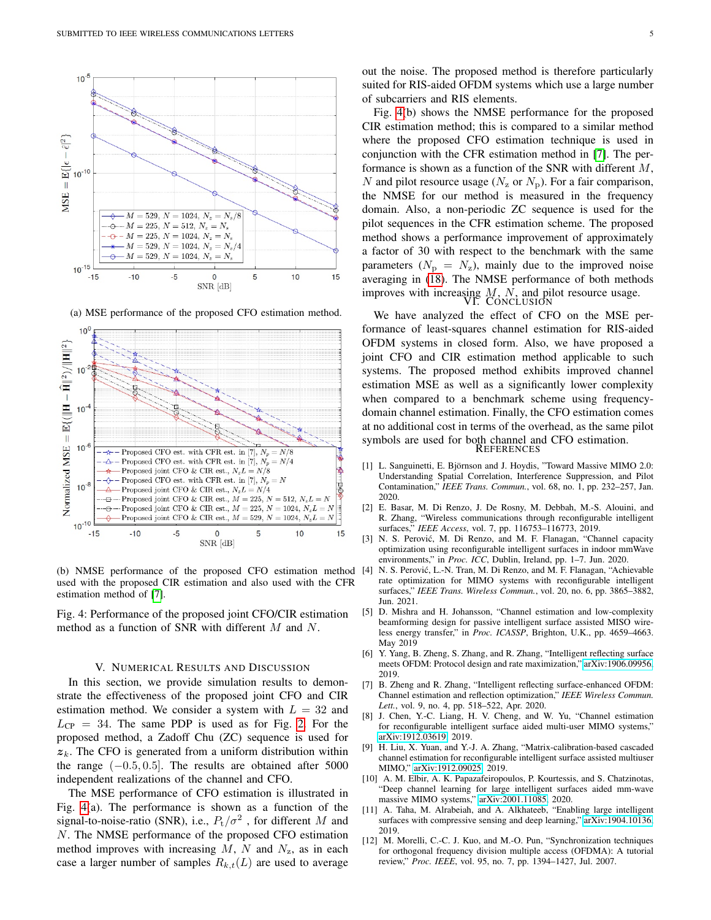$10^{-5}$

$10^{-10}$

$10^{-15}$

MSE = $\mathbb{E}\{|\epsilon - \hat{\epsilon}|^2\}$

-15 -10 -5 0 5 10 15

SNR [dB]

$M = 529$, $N = 1024$, $N_z = N_s/8$
$M = 225$, $N = 512$, $N_z = N_s$
$M = 225$, $N = 1024$, $N_z = N_s$
$M = 529$, $N = 1024$, $N_z = N_s/4$
$M = 529$, $N = 1024$, $N_z = N_s$

(a) MSE performance of the proposed CFO estimation method.

$10^{0}$

$10^{-2}$

$10^{-4}$

$10^{-6}$

$10^{-8}$

$10^{-10}$

Normalized MSE = $\mathbb{E}\{(\|\mathbf{H} - \hat{\mathbf{H}}\|^2)/\|\mathbf{H}\|^2\}$

-15 -10 -5 0 5 10 15

SNR [dB]

Proposed CFO est. with CFR est. in [7], $N_p = N/8$
Proposed CFO est. with CFR est. in [7], $N_p = N/4$
Proposed joint CFO & CIR est., $N_z L = N/8$
Proposed CFO est. with CFR est. in [7], $N_p = N$
Proposed joint CFO & CIR est., $N_z L = N/4$
Proposed joint CFO & CIR est., $M = 225$, $N = 512$, $N_z L = N$
Proposed joint CFO & CIR est., $M = 225$, $N = 1024$, $N_z L = N$
Proposed joint CFO & CIR est., $M = 529$, $N = 1024$, $N_z L = N$

(b) NMSE performance of the proposed CFO estimation method used with the proposed CIR estimation and also used with the CFR estimation method of [7].

Fig. 4: Performance of the proposed joint CFO/CIR estimation method as a function of SNR with different $M$ and $N$.

## V. Numerical Results and Discussion

In this section, we provide simulation results to demonstrate the effectiveness of the proposed joint CFO and CIR estimation method. We consider a system with $L = 32$ and $L_{\rm CP} = 34$. The same PDP is used as for Fig. 2. For the proposed method, a Zadoff Chu (ZC) sequence is used for $\boldsymbol{z}_k$. The CFO is generated from a uniform distribution within the range $(-0.5, 0.5]$. The results are obtained after 5000 independent realizations of the channel and CFO.

The MSE performance of CFO estimation is illustrated in Fig. 4(a). The performance is shown as a function of the signal-to-noise-ratio (SNR), i.e., $P_{\rm t}/\sigma^2$ , for different $M$ and $N$. The NMSE performance of the proposed CFO estimation method improves with increasing $M$, $N$ and $N_{\rm z}$, as in each case a larger number of samples $R_{k,t}(L)$ are used to average out the noise. The proposed method is therefore particularly suited for RIS-aided OFDM systems which use a large number of subcarriers and RIS elements.

Fig. 4(b) shows the NMSE performance for the proposed CIR estimation method; this is compared to a similar method where the proposed CFO estimation technique is used in conjunction with the CFR estimation method in [7]. The performance is shown as a function of the SNR with different $M$, $N$ and pilot resource usage ($N_{\rm z}$ or $N_{\rm p}$). For a fair comparison, the NMSE for our method is measured in the frequency domain. Also, a non-periodic ZC sequence is used for the pilot sequences in the CFR estimation scheme. The proposed method shows a performance improvement of approximately a factor of 30 with respect to the benchmark with the same parameters ($N_{\rm p} = N_{\rm z}$), mainly due to the improved noise averaging in (18). The NMSE performance of both methods improves with increasing $M$, $N$, and pilot resource usage.

## VI. Conclusion

We have analyzed the effect of CFO on the MSE performance of least-squares channel estimation for RIS-aided OFDM systems in closed form. Also, we have proposed a joint CFO and CIR estimation method applicable to such systems. The proposed method exhibits improved channel estimation MSE as well as a significantly lower complexity when compared to a benchmark scheme using frequency-domain channel estimation. Finally, the CFO estimation comes at no additional cost in terms of the overhead, as the same pilot symbols are used for both channel and CFO estimation.

## References

[1] L. Sanguinetti, E. Björnson and J. Hoydis, "Toward Massive MIMO 2.0: Understanding Spatial Correlation, Interference Suppression, and Pilot Contamination," *IEEE Trans. Commun.*, vol. 68, no. 1, pp. 232–257, Jan. 2020.

[2] E. Basar, M. Di Renzo, J. De Rosny, M. Debbah, M.-S. Alouini, and R. Zhang, "Wireless communications through reconfigurable intelligent surfaces," *IEEE Access*, vol. 7, pp. 116753–116773, 2019.

[3] N. S. Perović, M. Di Renzo, and M. F. Flanagan, "Channel capacity optimization using reconfigurable intelligent surfaces in indoor mmWave environments," in *Proc. ICC*, Dublin, Ireland, pp. 1–7. Jun. 2020.

[4] N. S. Perović, L.-N. Tran, M. Di Renzo, and M. F. Flanagan, "Achievable rate optimization for MIMO systems with reconfigurable intelligent surfaces," *IEEE Trans. Wireless Commun.*, vol. 20, no. 6, pp. 3865–3882, Jun. 2021.

[5] D. Mishra and H. Johansson, "Channel estimation and low-complexity beamforming design for passive intelligent surface assisted MISO wireless energy transfer," in *Proc. ICASSP*, Brighton, U.K., pp. 4659–4663. May 2019

[6] Y. Yang, B. Zheng, S. Zhang, and R. Zhang, "Intelligent reflecting surface meets OFDM: Protocol design and rate maximization," arXiv:1906.09956, 2019.

[7] B. Zheng and R. Zhang, "Intelligent reflecting surface-enhanced OFDM: Channel estimation and reflection optimization," *IEEE Wireless Commun. Lett.*, vol. 9, no. 4, pp. 518–522, Apr. 2020.

[8] J. Chen, Y.-C. Liang, H. V. Cheng, and W. Yu, "Channel estimation for reconfigurable intelligent surface aided multi-user MIMO systems," arXiv:1912.03619, 2019.

[9] H. Liu, X. Yuan, and Y.-J. A. Zhang, "Matrix-calibration-based cascaded channel estimation for reconfigurable intelligent surface assisted multiuser MIMO," arXiv:1912.09025, 2019.

[10] A. M. Elbir, A. K. Papazafeiropoulos, P. Kourtessis, and S. Chatzinotas, "Deep channel learning for large intelligent surfaces aided mm-wave massive MIMO systems," arXiv:2001.11085, 2020.

[11] A. Taha, M. Alrabeiah, and A. Alkhateeb, "Enabling large intelligent surfaces with compressive sensing and deep learning," arXiv:1904.10136, 2019.

[12] M. Morelli, C.-C. J. Kuo, and M.-O. Pun, "Synchronization techniques for orthogonal frequency division multiple access (OFDMA): A tutorial review," *Proc. IEEE*, vol. 95, no. 7, pp. 1394–1427, Jul. 2007.